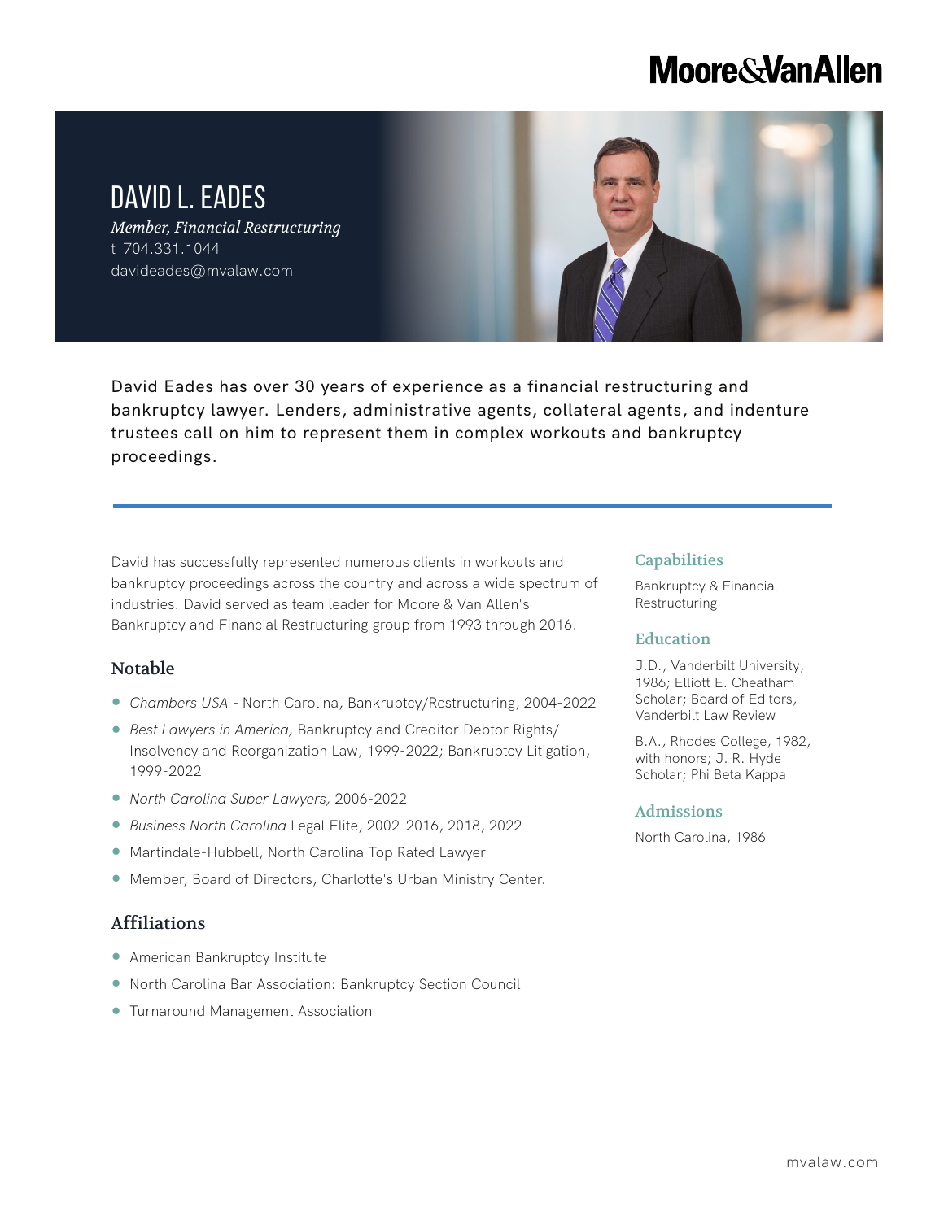Moore&VanAllen

# DAVID L. EADES

*Member, Financial Restructuring*

t 704.331.1044

davideades@mvalaw.com

David Eades has over 30 years of experience as a financial restructuring and bankruptcy lawyer. Lenders, administrative agents, collateral agents, and indenture trustees call on him to represent them in complex workouts and bankruptcy proceedings.

David has successfully represented numerous clients in workouts and bankruptcy proceedings across the country and across a wide spectrum of industries. David served as team leader for Moore & Van Allen's Bankruptcy and Financial Restructuring group from 1993 through 2016.

## Notable

- *Chambers USA* - North Carolina, Bankruptcy/Restructuring, 2004-2022
- *Best Lawyers in America,* Bankruptcy and Creditor Debtor Rights/ Insolvency and Reorganization Law, 1999-2022; Bankruptcy Litigation, 1999-2022
- *North Carolina Super Lawyers,* 2006-2022
- *Business North Carolina* Legal Elite, 2002-2016, 2018, 2022
- Martindale-Hubbell, North Carolina Top Rated Lawyer
- Member, Board of Directors, Charlotte's Urban Ministry Center.

## Affiliations

- American Bankruptcy Institute
- North Carolina Bar Association: Bankruptcy Section Council
- Turnaround Management Association

## Capabilities

Bankruptcy & Financial Restructuring

## Education

J.D., Vanderbilt University, 1986; Elliott E. Cheatham Scholar; Board of Editors, Vanderbilt Law Review

B.A., Rhodes College, 1982, with honors; J. R. Hyde Scholar; Phi Beta Kappa

## Admissions

North Carolina, 1986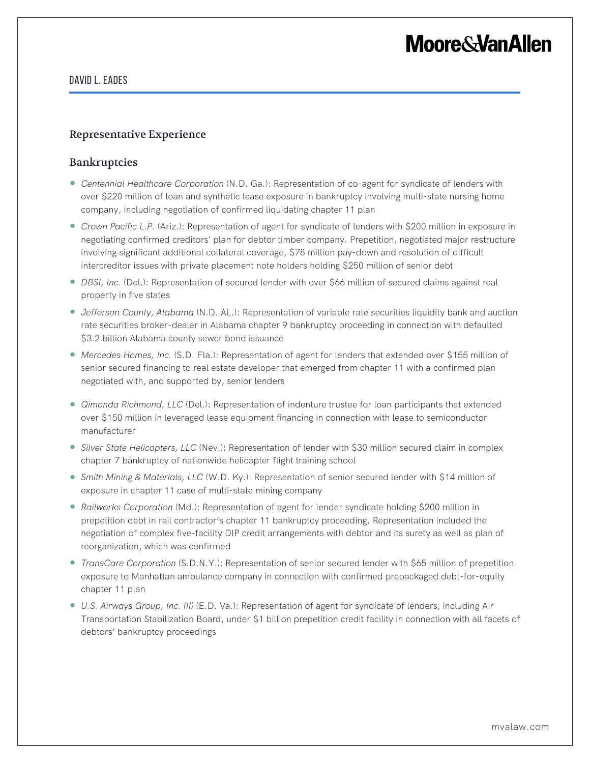## Representative Experience

### Bankruptcies

- *Centennial Healthcare Corporation* (N.D. Ga.): Representation of co-agent for syndicate of lenders with over $220 million of loan and synthetic lease exposure in bankruptcy involving multi-state nursing home company, including negotiation of confirmed liquidating chapter 11 plan
- *Crown Pacific L.P.* (Ariz.): Representation of agent for syndicate of lenders with $200 million in exposure in negotiating confirmed creditors' plan for debtor timber company. Prepetition, negotiated major restructure involving significant additional collateral coverage, $78 million pay-down and resolution of difficult intercreditor issues with private placement note holders holding $250 million of senior debt
- *DBSI, Inc.* (Del.): Representation of secured lender with over $66 million of secured claims against real property in five states
- *Jefferson County, Alabama* (N.D. AL.): Representation of variable rate securities liquidity bank and auction rate securities broker-dealer in Alabama chapter 9 bankruptcy proceeding in connection with defaulted $3.2 billion Alabama county sewer bond issuance
- *Mercedes Homes, Inc.* (S.D. Fla.): Representation of agent for lenders that extended over $155 million of senior secured financing to real estate developer that emerged from chapter 11 with a confirmed plan negotiated with, and supported by, senior lenders
- *Qimonda Richmond, LLC* (Del.): Representation of indenture trustee for loan participants that extended over $150 million in leveraged lease equipment financing in connection with lease to semiconductor manufacturer
- *Silver State Helicopters, LLC* (Nev.): Representation of lender with $30 million secured claim in complex chapter 7 bankruptcy of nationwide helicopter flight training school
- *Smith Mining & Materials, LLC* (W.D. Ky.): Representation of senior secured lender with $14 million of exposure in chapter 11 case of multi-state mining company
- *Railworks Corporation* (Md.): Representation of agent for lender syndicate holding $200 million in prepetition debt in rail contractor's chapter 11 bankruptcy proceeding. Representation included the negotiation of complex five-facility DIP credit arrangements with debtor and its surety as well as plan of reorganization, which was confirmed
- *TransCare Corporation* (S.D.N.Y.): Representation of senior secured lender with $65 million of prepetition exposure to Manhattan ambulance company in connection with confirmed prepackaged debt-for-equity chapter 11 plan
- *U.S. Airways Group, Inc. (II)* (E.D. Va.): Representation of agent for syndicate of lenders, including Air Transportation Stabilization Board, under $1 billion prepetition credit facility in connection with all facets of debtors' bankruptcy proceedings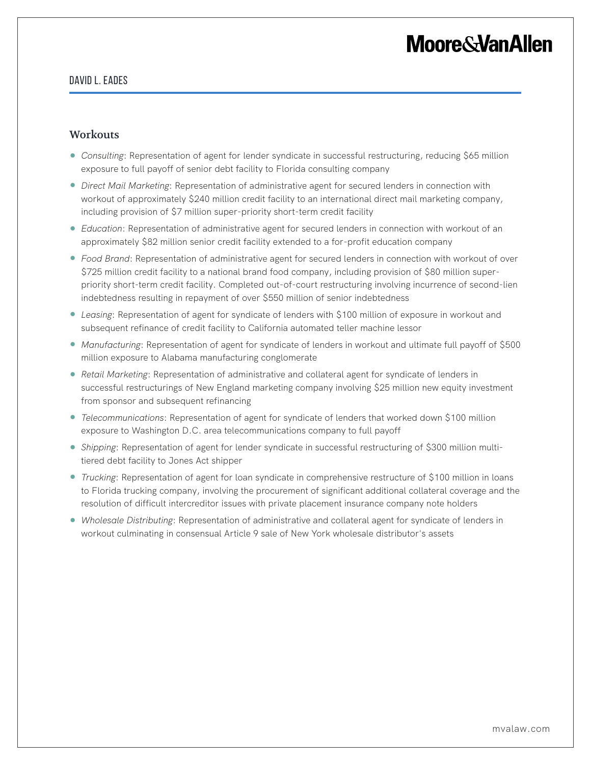## Workouts

- *Consulting*: Representation of agent for lender syndicate in successful restructuring, reducing $65 million exposure to full payoff of senior debt facility to Florida consulting company
- *Direct Mail Marketing*: Representation of administrative agent for secured lenders in connection with workout of approximately $240 million credit facility to an international direct mail marketing company, including provision of $7 million super-priority short-term credit facility
- *Education*: Representation of administrative agent for secured lenders in connection with workout of an approximately $82 million senior credit facility extended to a for-profit education company
- *Food Brand*: Representation of administrative agent for secured lenders in connection with workout of over $725 million credit facility to a national brand food company, including provision of $80 million super-priority short-term credit facility. Completed out-of-court restructuring involving incurrence of second-lien indebtedness resulting in repayment of over $550 million of senior indebtedness
- *Leasing*: Representation of agent for syndicate of lenders with $100 million of exposure in workout and subsequent refinance of credit facility to California automated teller machine lessor
- *Manufacturing*: Representation of agent for syndicate of lenders in workout and ultimate full payoff of $500 million exposure to Alabama manufacturing conglomerate
- *Retail Marketing*: Representation of administrative and collateral agent for syndicate of lenders in successful restructurings of New England marketing company involving $25 million new equity investment from sponsor and subsequent refinancing
- *Telecommunications*: Representation of agent for syndicate of lenders that worked down $100 million exposure to Washington D.C. area telecommunications company to full payoff
- *Shipping*: Representation of agent for lender syndicate in successful restructuring of $300 million multi-tiered debt facility to Jones Act shipper
- *Trucking*: Representation of agent for loan syndicate in comprehensive restructure of $100 million in loans to Florida trucking company, involving the procurement of significant additional collateral coverage and the resolution of difficult intercreditor issues with private placement insurance company note holders
- *Wholesale Distributing*: Representation of administrative and collateral agent for syndicate of lenders in workout culminating in consensual Article 9 sale of New York wholesale distributor's assets